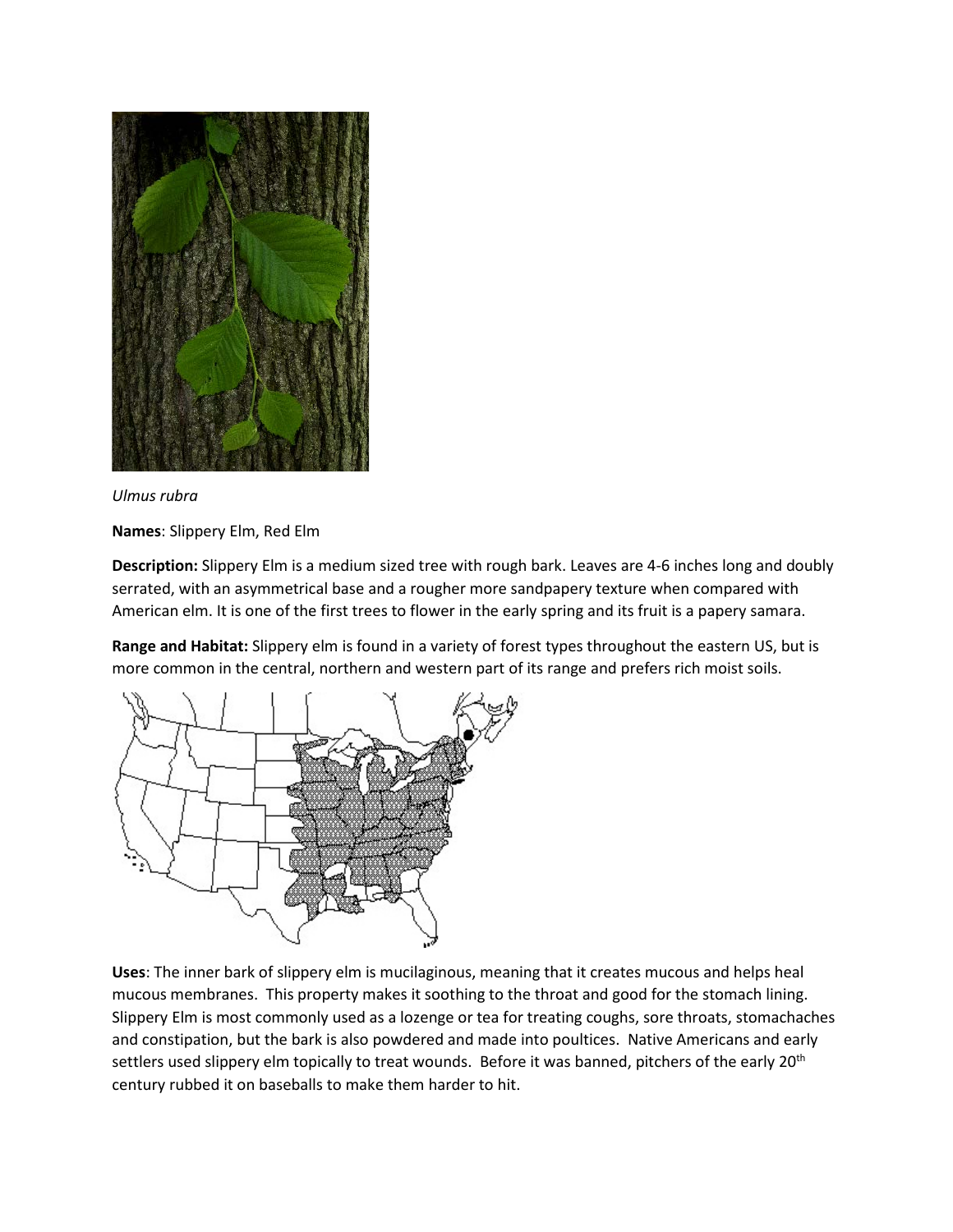*Ulmus rubra*

**Names**: Slippery Elm, Red Elm

**Description:** Slippery Elm is a medium sized tree with rough bark. Leaves are 4-6 inches long and doubly serrated, with an asymmetrical base and a rougher more sandpapery texture when compared with American elm. It is one of the first trees to flower in the early spring and its fruit is a papery samara.

**Range and Habitat:** Slippery elm is found in a variety of forest types throughout the eastern US, but is more common in the central, northern and western part of its range and prefers rich moist soils.

**Uses**: The inner bark of slippery elm is mucilaginous, meaning that it creates mucous and helps heal mucous membranes. This property makes it soothing to the throat and good for the stomach lining. Slippery Elm is most commonly used as a lozenge or tea for treating coughs, sore throats, stomachaches and constipation, but the bark is also powdered and made into poultices. Native Americans and early settlers used slippery elm topically to treat wounds. Before it was banned, pitchers of the early 20th century rubbed it on baseballs to make them harder to hit.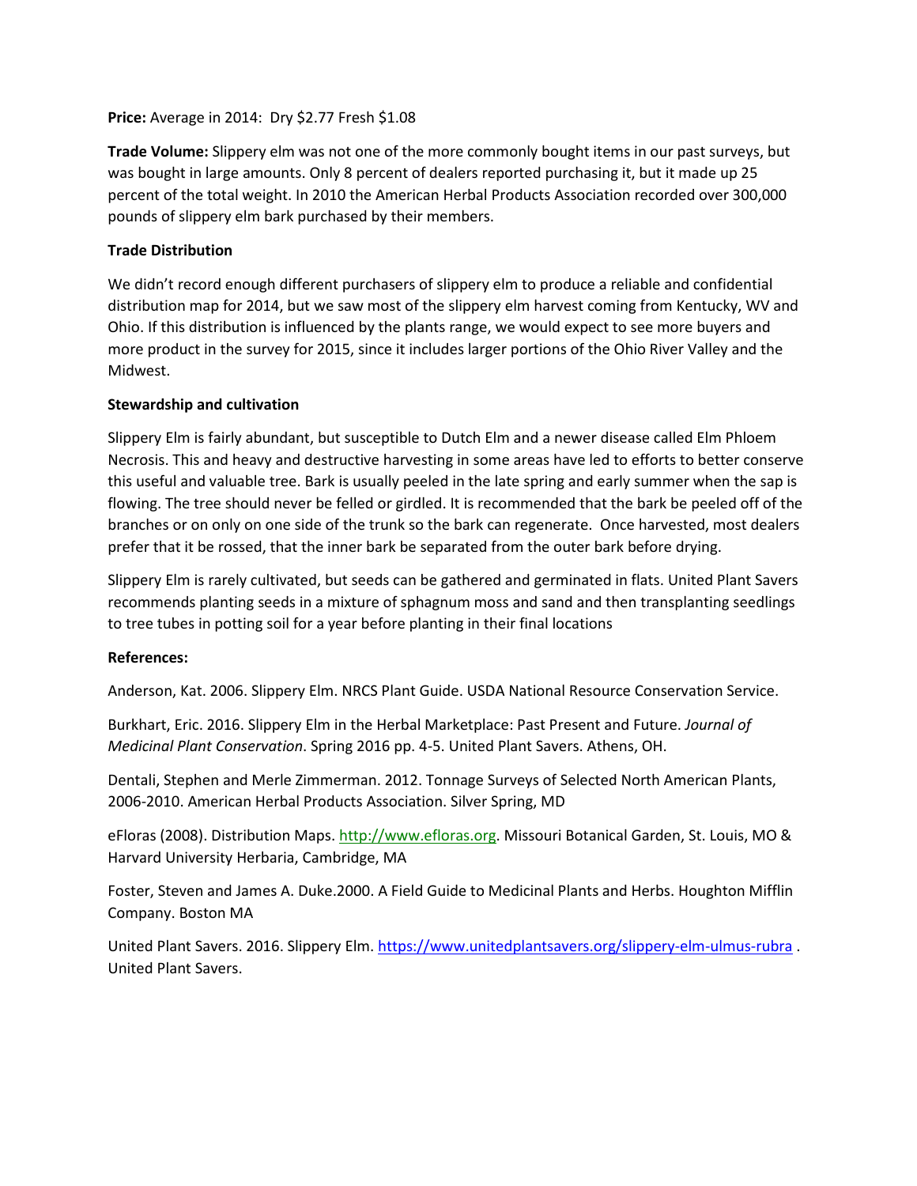**Price:** Average in 2014: Dry $2.77 Fresh $1.08

**Trade Volume:** Slippery elm was not one of the more commonly bought items in our past surveys, but was bought in large amounts. Only 8 percent of dealers reported purchasing it, but it made up 25 percent of the total weight. In 2010 the American Herbal Products Association recorded over 300,000 pounds of slippery elm bark purchased by their members.

**Trade Distribution**

We didn't record enough different purchasers of slippery elm to produce a reliable and confidential distribution map for 2014, but we saw most of the slippery elm harvest coming from Kentucky, WV and Ohio. If this distribution is influenced by the plants range, we would expect to see more buyers and more product in the survey for 2015, since it includes larger portions of the Ohio River Valley and the Midwest.

**Stewardship and cultivation**

Slippery Elm is fairly abundant, but susceptible to Dutch Elm and a newer disease called Elm Phloem Necrosis. This and heavy and destructive harvesting in some areas have led to efforts to better conserve this useful and valuable tree. Bark is usually peeled in the late spring and early summer when the sap is flowing. The tree should never be felled or girdled. It is recommended that the bark be peeled off of the branches or on only on one side of the trunk so the bark can regenerate. Once harvested, most dealers prefer that it be rossed, that the inner bark be separated from the outer bark before drying.

Slippery Elm is rarely cultivated, but seeds can be gathered and germinated in flats. United Plant Savers recommends planting seeds in a mixture of sphagnum moss and sand and then transplanting seedlings to tree tubes in potting soil for a year before planting in their final locations

**References:**

Anderson, Kat. 2006. Slippery Elm. NRCS Plant Guide. USDA National Resource Conservation Service.

Burkhart, Eric. 2016. Slippery Elm in the Herbal Marketplace: Past Present and Future. *Journal of Medicinal Plant Conservation*. Spring 2016 pp. 4-5. United Plant Savers. Athens, OH.

Dentali, Stephen and Merle Zimmerman. 2012. Tonnage Surveys of Selected North American Plants, 2006-2010. American Herbal Products Association. Silver Spring, MD

eFloras (2008). Distribution Maps. http://www.efloras.org. Missouri Botanical Garden, St. Louis, MO & Harvard University Herbaria, Cambridge, MA

Foster, Steven and James A. Duke.2000. A Field Guide to Medicinal Plants and Herbs. Houghton Mifflin Company. Boston MA

United Plant Savers. 2016. Slippery Elm. https://www.unitedplantsavers.org/slippery-elm-ulmus-rubra . United Plant Savers.